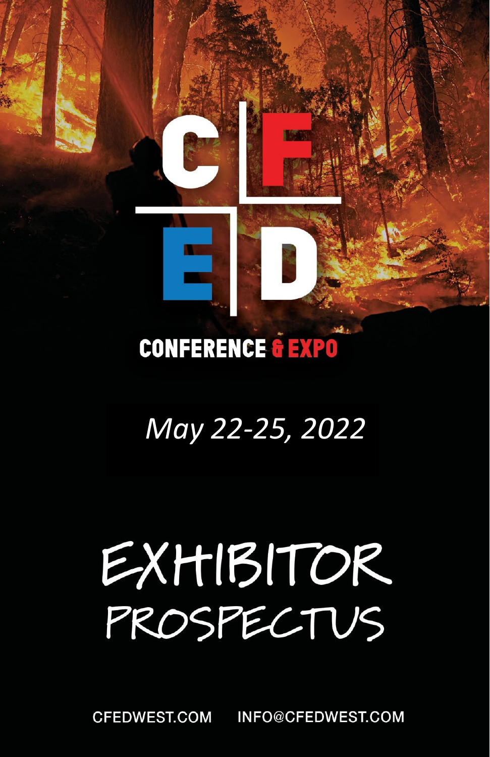# CFED

## CONFERENCE & EXPO

*May 22-25, 2022*

# EXHIBITOR PROSPECTUS

CFEDWEST.COM INFO@CFEDWEST.COM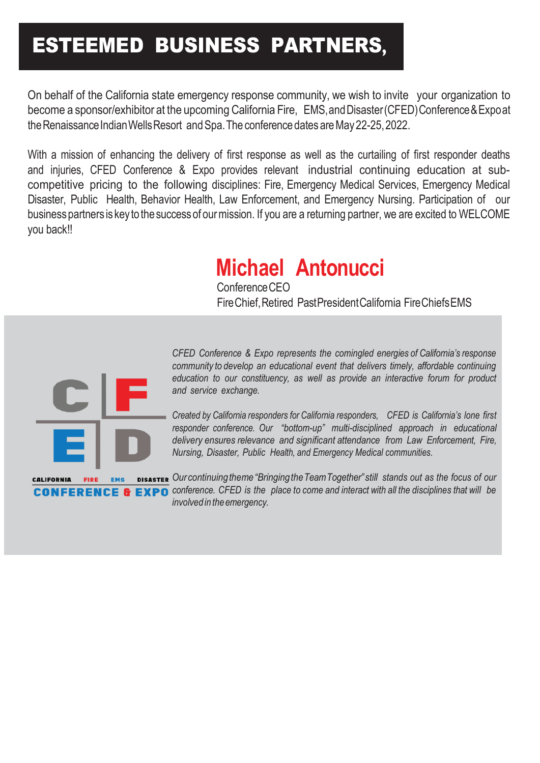# ESTEEMED BUSINESS PARTNERS,

On behalf of the California state emergency response community, we wish to invite your organization to become a sponsor/exhibitor at the upcoming California Fire, EMS, and Disaster (CFED) Conference & Expo at the Renaissance Indian Wells Resort and Spa. The conference dates are May 22-25, 2022.

With a mission of enhancing the delivery of first response as well as the curtailing of first responder deaths and injuries, CFED Conference & Expo provides relevant industrial continuing education at sub-competitive pricing to the following disciplines: Fire, Emergency Medical Services, Emergency Medical Disaster, Public Health, Behavior Health, Law Enforcement, and Emergency Nursing. Participation of our business partners is key to the success of our mission. If you are a returning partner, we are excited to WELCOME you back!!

**Michael Antonucci**
Conference CEO
Fire Chief, Retired Past President California Fire Chiefs EMS

CALIFORNIA FIRE EMS DISASTER
CONFERENCE & EXPO

*CFED Conference & Expo represents the comingled energies of California's response community to develop an educational event that delivers timely, affordable continuing education to our constituency, as well as provide an interactive forum for product and service exchange.*

*Created by California responders for California responders, CFED is California's lone first responder conference. Our "bottom-up" multi-disciplined approach in educational delivery ensures relevance and significant attendance from Law Enforcement, Fire, Nursing, Disaster, Public Health, and Emergency Medical communities.*

*Our continuing theme "Bringing the Team Together" still stands out as the focus of our conference. CFED is the place to come and interact with all the disciplines that will be involved in the emergency.*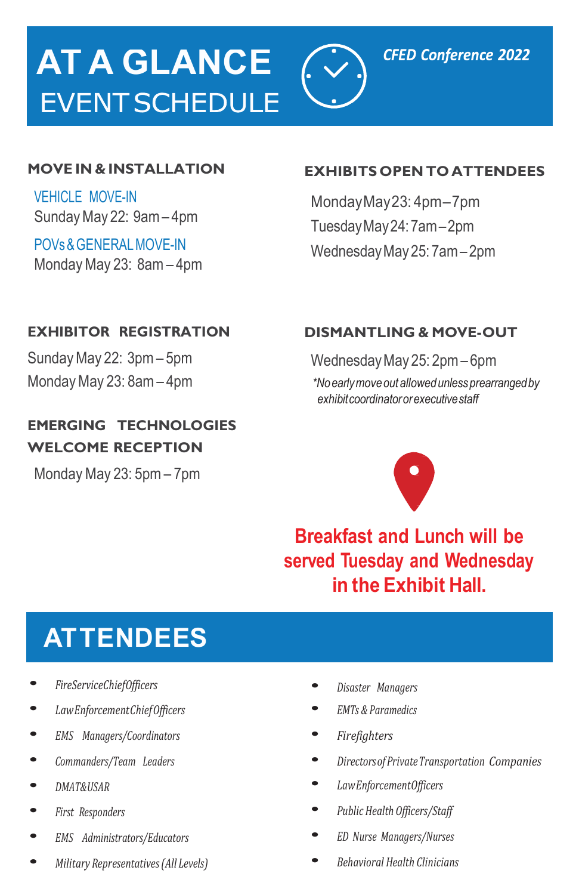# AT A GLANCE

## EVENT SCHEDULE

*CFED Conference 2022*

### MOVE IN & INSTALLATION

VEHICLE MOVE-IN
Sunday May 22: 9am – 4pm

POVs & GENERAL MOVE-IN
Monday May 23: 8am – 4pm

### EXHIBITOR REGISTRATION

Sunday May 22: 3pm – 5pm
Monday May 23: 8am – 4pm

### EMERGING TECHNOLOGIES WELCOME RECEPTION

Monday May 23: 5pm – 7pm

### EXHIBITS OPEN TO ATTENDEES

Monday May 23: 4pm – 7pm
Tuesday May 24: 7am – 2pm
Wednesday May 25: 7am – 2pm

### DISMANTLING & MOVE-OUT

Wednesday May 25: 2pm – 6pm

*\*No early move out allowed unless prearranged by exhibit coordinator or executive staff*

**Breakfast and Lunch will be served Tuesday and Wednesday in the Exhibit Hall.**

## ATTENDEES

- *Fire Service Chief Officers*
- *Law Enforcement Chief Officers*
- *EMS Managers/Coordinators*
- *Commanders/Team Leaders*
- *DMAT & USAR*
- *First Responders*
- *EMS Administrators/Educators*
- *Military Representatives (All Levels)*
- *Disaster Managers*
- *EMTs & Paramedics*
- *Firefighters*
- *Directors of Private Transportation Companies*
- *Law Enforcement Officers*
- *Public Health Officers/Staff*
- *ED Nurse Managers/Nurses*
- *Behavioral Health Clinicians*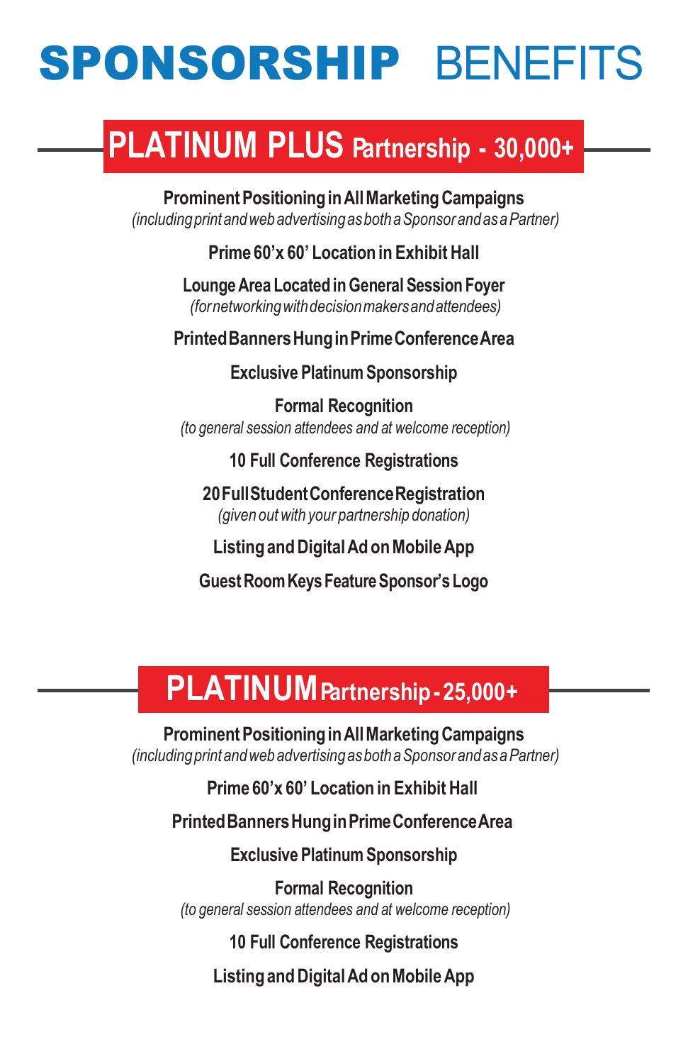# SPONSORSHIP BENEFITS

## PLATINUM PLUS Partnership - 30,000+

**Prominent Positioning in All Marketing Campaigns**
*(including print and web advertising as both a Sponsor and as a Partner)*

**Prime 60'x 60' Location in Exhibit Hall**

**Lounge Area Located in General Session Foyer**
*(for networking with decision makers and attendees)*

**Printed Banners Hung in Prime Conference Area**

**Exclusive Platinum Sponsorship**

**Formal Recognition**
*(to general session attendees and at welcome reception)*

**10 Full Conference Registrations**

**20 Full Student Conference Registration**
*(given out with your partnership donation)*

**Listing and Digital Ad on Mobile App**

**Guest Room Keys Feature Sponsor's Logo**

## PLATINUM Partnership - 25,000+

**Prominent Positioning in All Marketing Campaigns**
*(including print and web advertising as both a Sponsor and as a Partner)*

**Prime 60'x 60' Location in Exhibit Hall**

**Printed Banners Hung in Prime Conference Area**

**Exclusive Platinum Sponsorship**

**Formal Recognition**
*(to general session attendees and at welcome reception)*

**10 Full Conference Registrations**

**Listing and Digital Ad on Mobile App**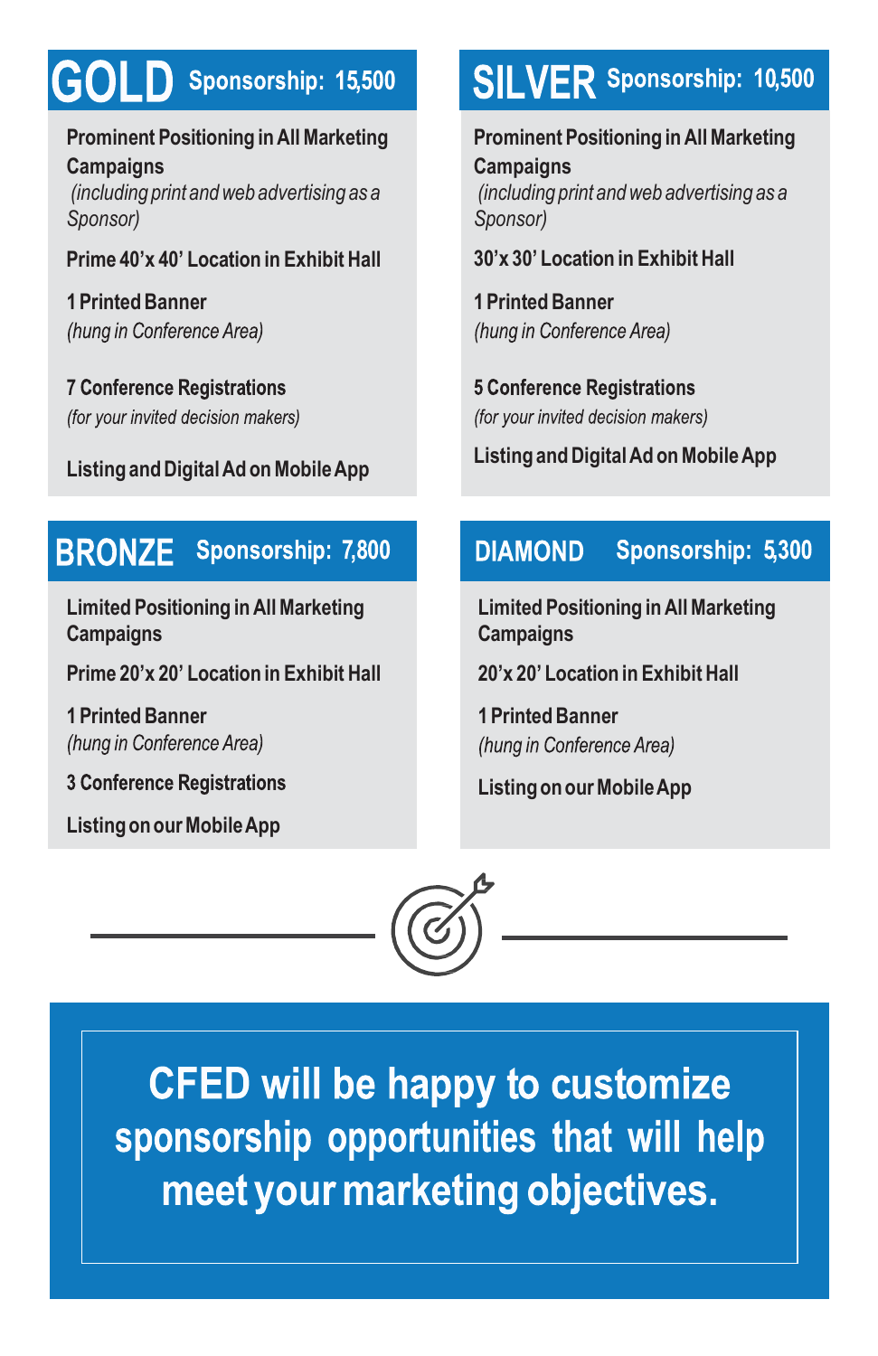## GOLD Sponsorship: 15,500

**Prominent Positioning in All Marketing Campaigns**
*(including print and web advertising as a Sponsor)*

**Prime 40'x 40' Location in Exhibit Hall**

**1 Printed Banner**
*(hung in Conference Area)*

**7 Conference Registrations**
*(for your invited decision makers)*

**Listing and Digital Ad on Mobile App**

## SILVER Sponsorship: 10,500

**Prominent Positioning in All Marketing Campaigns**
*(including print and web advertising as a Sponsor)*

**30'x 30' Location in Exhibit Hall**

**1 Printed Banner**
*(hung in Conference Area)*

**5 Conference Registrations**
*(for your invited decision makers)*

**Listing and Digital Ad on Mobile App**

## BRONZE Sponsorship: 7,800

**Limited Positioning in All Marketing Campaigns**

**Prime 20'x 20' Location in Exhibit Hall**

**1 Printed Banner**
*(hung in Conference Area)*

**3 Conference Registrations**

**Listing on our Mobile App**

## DIAMOND Sponsorship: 5,300

**Limited Positioning in All Marketing Campaigns**

**20'x 20' Location in Exhibit Hall**

**1 Printed Banner**
*(hung in Conference Area)*

**Listing on our Mobile App**

**CFED will be happy to customize sponsorship opportunities that will help meet your marketing objectives.**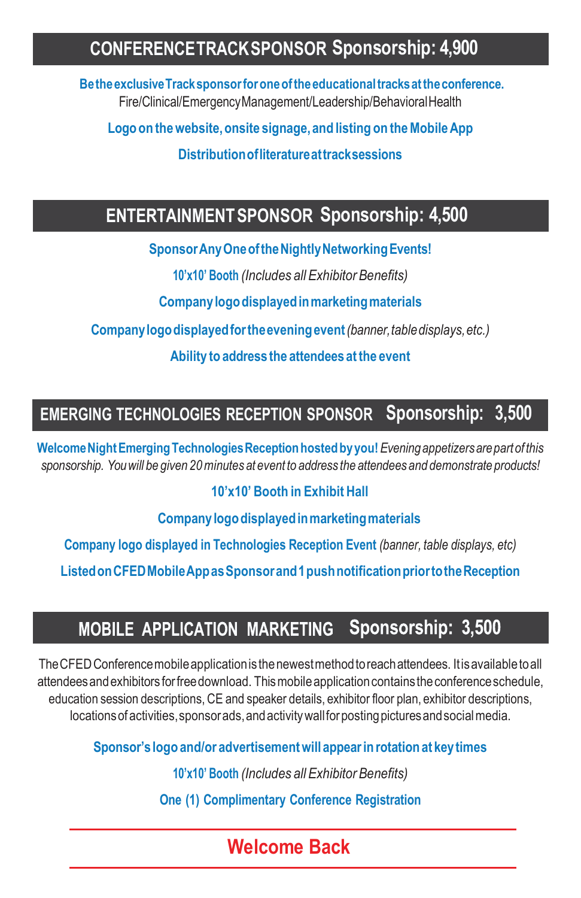## CONFERENCE TRACK SPONSOR Sponsorship: 4,900

**Be the exclusive Track sponsor for one of the educational tracks at the conference.**
Fire/Clinical/Emergency Management/Leadership/Behavioral Health

**Logo on the website, onsite signage, and listing on the Mobile App**

**Distribution of literature at track sessions**

## ENTERTAINMENT SPONSOR Sponsorship: 4,500

**Sponsor Any One of the Nightly Networking Events!**

**10'x10' Booth** *(Includes all Exhibitor Benefits)*

**Company logo displayed in marketing materials**

**Company logo displayed for the evening event** *(banner, table displays, etc.)*

**Ability to address the attendees at the event**

## EMERGING TECHNOLOGIES RECEPTION SPONSOR Sponsorship: 3,500

**Welcome Night Emerging Technologies Reception hosted by you!** *Evening appetizers are part of this sponsorship. You will be given 20 minutes at event to address the attendees and demonstrate products!*

**10'x10' Booth in Exhibit Hall**

**Company logo displayed in marketing materials**

**Company logo displayed in Technologies Reception Event** *(banner, table displays, etc)*

**Listed on CFED Mobile App as Sponsor and 1 push notification prior to the Reception**

## MOBILE APPLICATION MARKETING Sponsorship: 3,500

The CFED Conference mobile application is the newest method to reach attendees. It is available to all attendees and exhibitors for free download. This mobile application contains the conference schedule, education session descriptions, CE and speaker details, exhibitor floor plan, exhibitor descriptions, locations of activities, sponsor ads, and activity wall for posting pictures and social media.

**Sponsor's logo and/or advertisement will appear in rotation at key times**

**10'x10' Booth** *(Includes all Exhibitor Benefits)*

**One (1) Complimentary Conference Registration**

**Welcome Back**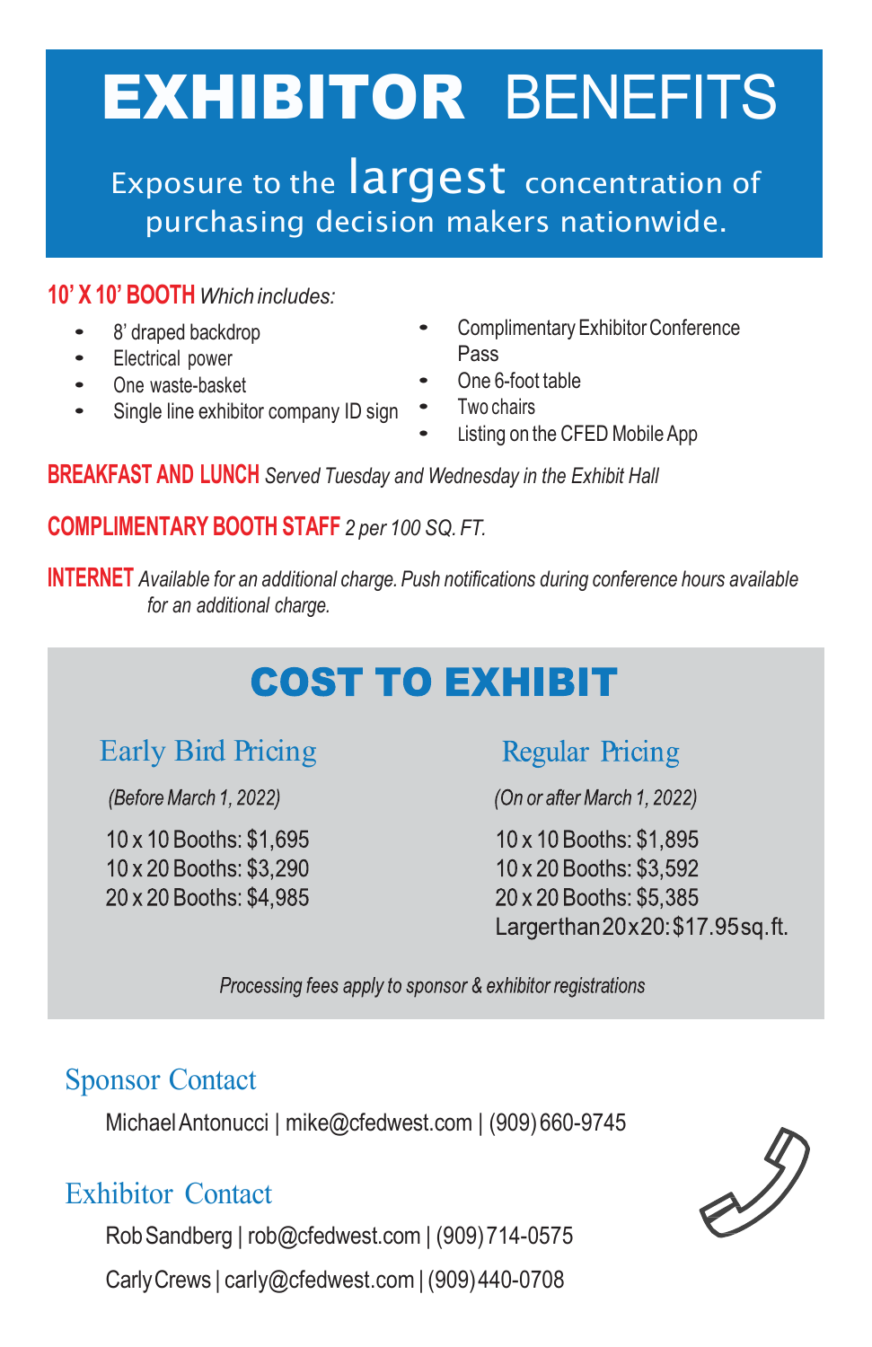# EXHIBITOR BENEFITS

Exposure to the largest concentration of purchasing decision makers nationwide.

**10' X 10' BOOTH** *Which includes:*

- 8' draped backdrop
- Electrical power
- One waste-basket
- Single line exhibitor company ID sign
- Complimentary Exhibitor Conference Pass
- One 6-foot table
- Two chairs
- Listing on the CFED Mobile App

**BREAKFAST AND LUNCH** *Served Tuesday and Wednesday in the Exhibit Hall*

**COMPLIMENTARY BOOTH STAFF** *2 per 100 SQ. FT.*

**INTERNET** *Available for an additional charge. Push notifications during conference hours available for an additional charge.*

## COST TO EXHIBIT

### Early Bird Pricing

*(Before March 1, 2022)*

10 x 10 Booths: $1,695
10 x 20 Booths: $3,290
20 x 20 Booths: $4,985

### Regular Pricing

*(On or after March 1, 2022)*

10 x 10 Booths: $1,895
10 x 20 Booths: $3,592
20 x 20 Booths: $5,385
Larger than 20x20: $17.95 sq. ft.

*Processing fees apply to sponsor & exhibitor registrations*

### Sponsor Contact

Michael Antonucci | mike@cfedwest.com | (909) 660-9745

### Exhibitor Contact

Rob Sandberg | rob@cfedwest.com | (909) 714-0575

Carly Crews | carly@cfedwest.com | (909) 440-0708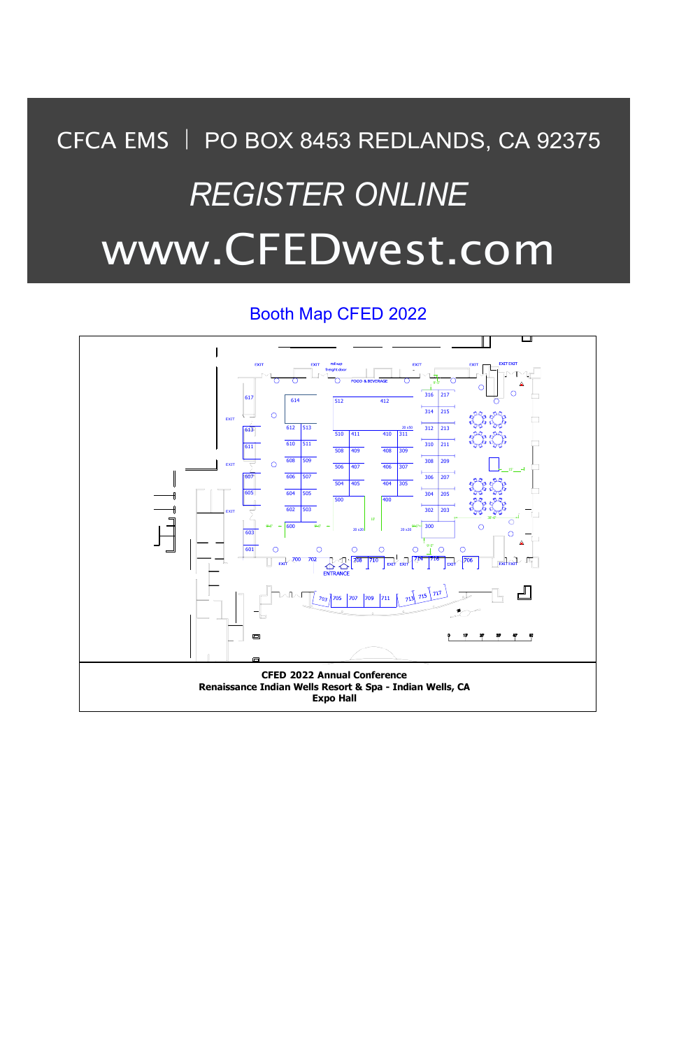CFCA EMS | PO BOX 8453 REDLANDS, CA 92375

*REGISTER ONLINE*

# www.CFEDwest.com

## Booth Map CFED 2022

EXIT EXIT roll-up freight door EXIT EXIT EXIT EXIT

FOOD & BEVERAGE

617 614 512 412 316 217

EXIT 314 215

613 612 513 20 x 50 312 213

510 411 410 311

611 610 511 310 211

608 509 508 409 408 309

EXIT 308 209

607 606 507 506 407 406 307

504 405 404 305 306 207

605 604 505 500 400 304 205

EXIT 602 503 302 203

600 20 x 20 20 x 20 300

603

601

EXIT 700 702 ENTRANCE 708 710 EXIT EXIT 714 716 EXIT 706 EXIT EXIT

703 705 707 709 711 713 715 717

0 10' 20' 30' 40' 50'

**CFED 2022 Annual Conference**

**Renaissance Indian Wells Resort & Spa - Indian Wells, CA**

**Expo Hall**